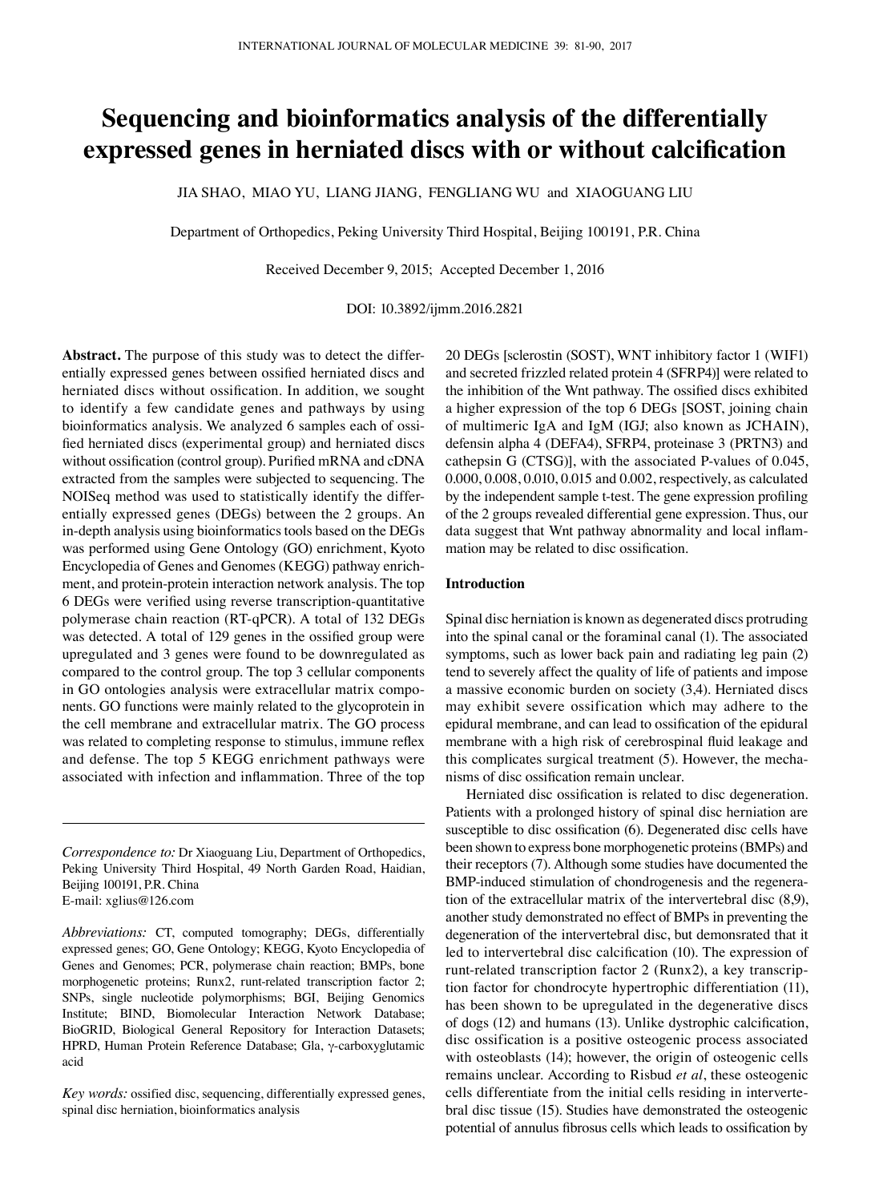# Sequencing and bioinformatics analysis of the differentially expressed genes in herniated discs with or without calcification

JIA SHAO, MIAO YU, LIANG JIANG, FENGLIANG WU and XIAOGUANG LIU

Department of Orthopedics, Peking University Third Hospital, Beijing 100191, P.R. China

Received December 9, 2015; Accepted December 1, 2016

DOI: 10.3892/ijmm.2016.2821

**Abstract.** The purpose of this study was to detect the differentially expressed genes between ossified herniated discs and herniated discs without ossification. In addition, we sought to identify a few candidate genes and pathways by using bioinformatics analysis. We analyzed 6 samples each of ossified herniated discs (experimental group) and herniated discs without ossification (control group). Purified mRNA and cDNA extracted from the samples were subjected to sequencing. The NOISeq method was used to statistically identify the differentially expressed genes (DEGs) between the 2 groups. An in-depth analysis using bioinformatics tools based on the DEGs was performed using Gene Ontology (GO) enrichment, Kyoto Encyclopedia of Genes and Genomes (KEGG) pathway enrichment, and protein-protein interaction network analysis. The top 6 DEGs were verified using reverse transcription-quantitative polymerase chain reaction (RT-qPCR). A total of 132 DEGs was detected. A total of 129 genes in the ossified group were upregulated and 3 genes were found to be downregulated as compared to the control group. The top 3 cellular components in GO ontologies analysis were extracellular matrix components. GO functions were mainly related to the glycoprotein in the cell membrane and extracellular matrix. The GO process was related to completing response to stimulus, immune reflex and defense. The top 5 KEGG enrichment pathways were associated with infection and inflammation. Three of the top 20 DEGs [sclerostin (SOST), WNT inhibitory factor 1 (WIF1) and secreted frizzled related protein 4 (SFRP4)] were related to the inhibition of the Wnt pathway. The ossified discs exhibited a higher expression of the top 6 DEGs [SOST, joining chain of multimeric IgA and IgM (IGJ; also known as JCHAIN), defensin alpha 4 (DEFA4), SFRP4, proteinase 3 (PRTN3) and cathepsin G (CTSG)], with the associated P-values of 0.045, 0.000, 0.008, 0.010, 0.015 and 0.002, respectively, as calculated by the independent sample t-test. The gene expression profiling of the 2 groups revealed differential gene expression. Thus, our data suggest that Wnt pathway abnormality and local inflammation may be related to disc ossification.

*Correspondence to:* Dr Xiaoguang Liu, Department of Orthopedics, Peking University Third Hospital, 49 North Garden Road, Haidian, Beijing 100191, P.R. China
E-mail: xglius@126.com

*Abbreviations:* CT, computed tomography; DEGs, differentially expressed genes; GO, Gene Ontology; KEGG, Kyoto Encyclopedia of Genes and Genomes; PCR, polymerase chain reaction; BMPs, bone morphogenetic proteins; Runx2, runt-related transcription factor 2; SNPs, single nucleotide polymorphisms; BGI, Beijing Genomics Institute; BIND, Biomolecular Interaction Network Database; BioGRID, Biological General Repository for Interaction Datasets; HPRD, Human Protein Reference Database; Gla, γ-carboxyglutamic acid

*Key words:* ossified disc, sequencing, differentially expressed genes, spinal disc herniation, bioinformatics analysis

## Introduction

Spinal disc herniation is known as degenerated discs protruding into the spinal canal or the foraminal canal (1). The associated symptoms, such as lower back pain and radiating leg pain (2) tend to severely affect the quality of life of patients and impose a massive economic burden on society (3,4). Herniated discs may exhibit severe ossification which may adhere to the epidural membrane, and can lead to ossification of the epidural membrane with a high risk of cerebrospinal fluid leakage and this complicates surgical treatment (5). However, the mechanisms of disc ossification remain unclear.

Herniated disc ossification is related to disc degeneration. Patients with a prolonged history of spinal disc herniation are susceptible to disc ossification (6). Degenerated disc cells have been shown to express bone morphogenetic proteins (BMPs) and their receptors (7). Although some studies have documented the BMP-induced stimulation of chondrogenesis and the regeneration of the extracellular matrix of the intervertebral disc (8,9), another study demonstrated no effect of BMPs in preventing the degeneration of the intervertebral disc, but demonsrated that it led to intervertebral disc calcification (10). The expression of runt-related transcription factor 2 (Runx2), a key transcription factor for chondrocyte hypertrophic differentiation (11), has been shown to be upregulated in the degenerative discs of dogs (12) and humans (13). Unlike dystrophic calcification, disc ossification is a positive osteogenic process associated with osteoblasts (14); however, the origin of osteogenic cells remains unclear. According to Risbud *et al*, these osteogenic cells differentiate from the initial cells residing in intervertebral disc tissue (15). Studies have demonstrated the osteogenic potential of annulus fibrosus cells which leads to ossification by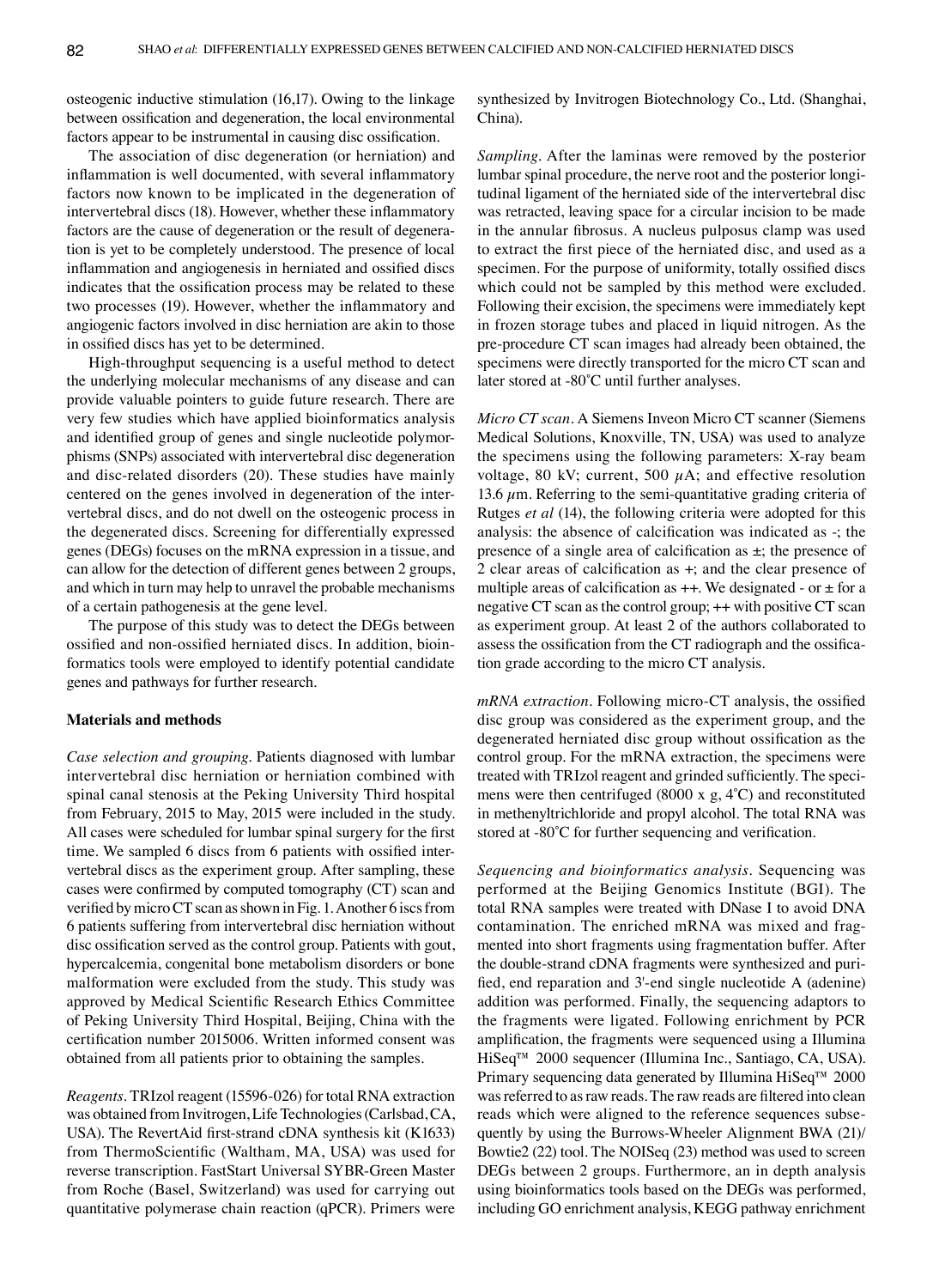osteogenic inductive stimulation (16,17). Owing to the linkage between ossification and degeneration, the local environmental factors appear to be instrumental in causing disc ossification.

The association of disc degeneration (or herniation) and inflammation is well documented, with several inflammatory factors now known to be implicated in the degeneration of intervertebral discs (18). However, whether these inflammatory factors are the cause of degeneration or the result of degeneration is yet to be completely understood. The presence of local inflammation and angiogenesis in herniated and ossified discs indicates that the ossification process may be related to these two processes (19). However, whether the inflammatory and angiogenic factors involved in disc herniation are akin to those in ossified discs has yet to be determined.

High-throughput sequencing is a useful method to detect the underlying molecular mechanisms of any disease and can provide valuable pointers to guide future research. There are very few studies which have applied bioinformatics analysis and identified group of genes and single nucleotide polymorphisms (SNPs) associated with intervertebral disc degeneration and disc-related disorders (20). These studies have mainly centered on the genes involved in degeneration of the intervertebral discs, and do not dwell on the osteogenic process in the degenerated discs. Screening for differentially expressed genes (DEGs) focuses on the mRNA expression in a tissue, and can allow for the detection of different genes between 2 groups, and which in turn may help to unravel the probable mechanisms of a certain pathogenesis at the gene level.

The purpose of this study was to detect the DEGs between ossified and non-ossified herniated discs. In addition, bioinformatics tools were employed to identify potential candidate genes and pathways for further research.

## Materials and methods

*Case selection and grouping.* Patients diagnosed with lumbar intervertebral disc herniation or herniation combined with spinal canal stenosis at the Peking University Third hospital from February, 2015 to May, 2015 were included in the study. All cases were scheduled for lumbar spinal surgery for the first time. We sampled 6 discs from 6 patients with ossified intervertebral discs as the experiment group. After sampling, these cases were confirmed by computed tomography (CT) scan and verified by micro CT scan as shown in Fig. 1. Another 6 iscs from 6 patients suffering from intervertebral disc herniation without disc ossification served as the control group. Patients with gout, hypercalcemia, congenital bone metabolism disorders or bone malformation were excluded from the study. This study was approved by Medical Scientific Research Ethics Committee of Peking University Third Hospital, Beijing, China with the certification number 2015006. Written informed consent was obtained from all patients prior to obtaining the samples.

*Reagents.* TRIzol reagent (15596-026) for total RNA extraction was obtained from Invitrogen, Life Technologies (Carlsbad, CA, USA). The RevertAid first-strand cDNA synthesis kit (K1633) from ThermoScientific (Waltham, MA, USA) was used for reverse transcription. FastStart Universal SYBR-Green Master from Roche (Basel, Switzerland) was used for carrying out quantitative polymerase chain reaction (qPCR). Primers were synthesized by Invitrogen Biotechnology Co., Ltd. (Shanghai, China).

*Sampling.* After the laminas were removed by the posterior lumbar spinal procedure, the nerve root and the posterior longitudinal ligament of the herniated side of the intervertebral disc was retracted, leaving space for a circular incision to be made in the annular fibrosus. A nucleus pulposus clamp was used to extract the first piece of the herniated disc, and used as a specimen. For the purpose of uniformity, totally ossified discs which could not be sampled by this method were excluded. Following their excision, the specimens were immediately kept in frozen storage tubes and placed in liquid nitrogen. As the pre-procedure CT scan images had already been obtained, the specimens were directly transported for the micro CT scan and later stored at -80˚C until further analyses.

*Micro CT scan.* A Siemens Inveon Micro CT scanner (Siemens Medical Solutions, Knoxville, TN, USA) was used to analyze the specimens using the following parameters: X-ray beam voltage, 80 kV; current, 500 $\mu$A; and effective resolution 13.6 $\mu$m. Referring to the semi-quantitative grading criteria of Rutges *et al* (14), the following criteria were adopted for this analysis: the absence of calcification was indicated as -; the presence of a single area of calcification as ±; the presence of 2 clear areas of calcification as +; and the clear presence of multiple areas of calcification as ++. We designated - or ± for a negative CT scan as the control group; ++ with positive CT scan as experiment group. At least 2 of the authors collaborated to assess the ossification from the CT radiograph and the ossification grade according to the micro CT analysis.

*mRNA extraction.* Following micro-CT analysis, the ossified disc group was considered as the experiment group, and the degenerated herniated disc group without ossification as the control group. For the mRNA extraction, the specimens were treated with TRIzol reagent and grinded sufficiently. The specimens were then centrifuged (8000 x g, 4˚C) and reconstituted in methenyltrichloride and propyl alcohol. The total RNA was stored at -80˚C for further sequencing and verification.

*Sequencing and bioinformatics analysis.* Sequencing was performed at the Beijing Genomics Institute (BGI). The total RNA samples were treated with DNase I to avoid DNA contamination. The enriched mRNA was mixed and fragmented into short fragments using fragmentation buffer. After the double-strand cDNA fragments were synthesized and purified, end reparation and 3'-end single nucleotide A (adenine) addition was performed. Finally, the sequencing adaptors to the fragments were ligated. Following enrichment by PCR amplification, the fragments were sequenced using a Illumina HiSeq™ 2000 sequencer (Illumina Inc., Santiago, CA, USA). Primary sequencing data generated by Illumina HiSeq™ 2000 was referred to as raw reads. The raw reads are filtered into clean reads which were aligned to the reference sequences subsequently by using the Burrows-Wheeler Alignment BWA (21)/ Bowtie2 (22) tool. The NOISeq (23) method was used to screen DEGs between 2 groups. Furthermore, an in depth analysis using bioinformatics tools based on the DEGs was performed, including GO enrichment analysis, KEGG pathway enrichment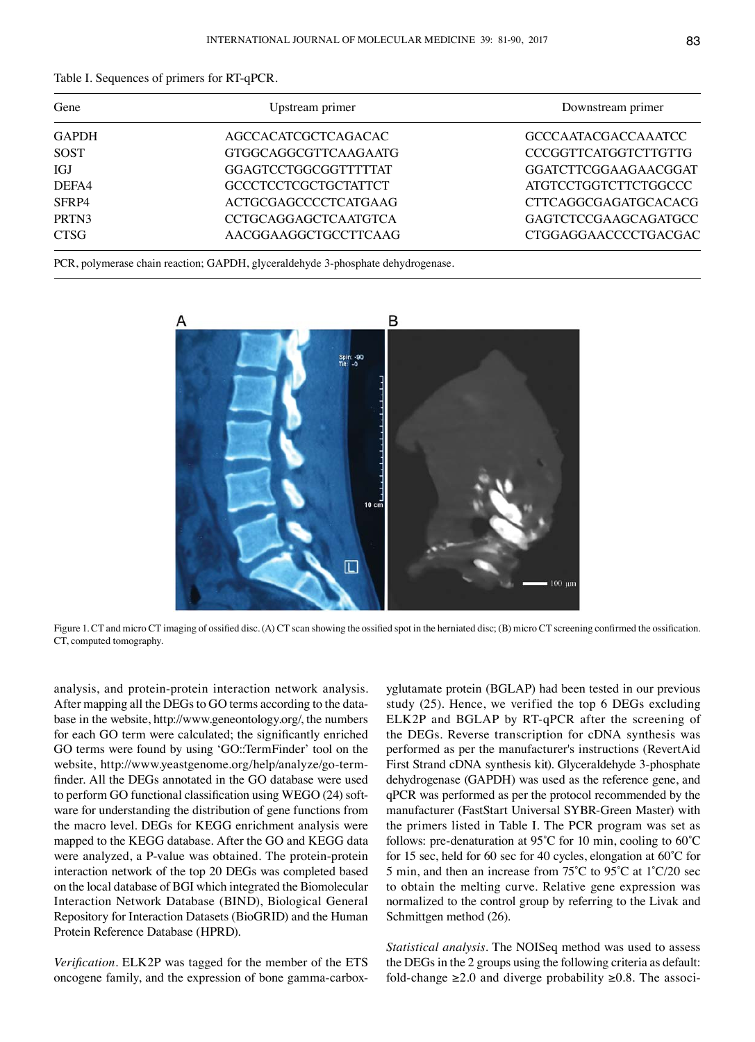Table I. Sequences of primers for RT-qPCR.

| Gene | Upstream primer | Downstream primer |
|---|---|---|
| GAPDH | AGCCACATCGCTCAGACAC | GCCCAATACGACCAAATCC |
| SOST | GTGGCAGGCGTTCAAGAATG | CCCGGTTCATGGTCTTGTTG |
| IGJ | GGAGTCCTGGCGGTTTTTAT | GGATCTTCGGAAGAACGGAT |
| DEFA4 | GCCCTCCTCGCTGCTATTCT | ATGTCCTGGTCTTCTGGCCC |
| SFRP4 | ACTGCGAGCCCCTCATGAAG | CTTCAGGCGAGATGCACACG |
| PRTN3 | CCTGCAGGAGCTCAATGTCA | GAGTCTCCGAAGCAGATGCC |
| CTSG | AACGGAAGGCTGCCTTCAAG | CTGGAGGAACCCCTGACGAC |

PCR, polymerase chain reaction; GAPDH, glyceraldehyde 3-phosphate dehydrogenase.

Figure 1. CT and micro CT imaging of ossified disc. (A) CT scan showing the ossified spot in the herniated disc; (B) micro CT screening confirmed the ossification. CT, computed tomography.

analysis, and protein-protein interaction network analysis. After mapping all the DEGs to GO terms according to the database in the website, http://www.geneontology.org/, the numbers for each GO term were calculated; the significantly enriched GO terms were found by using 'GO::TermFinder' tool on the website, http://www.yeastgenome.org/help/analyze/go-termfinder. All the DEGs annotated in the GO database were used to perform GO functional classification using WEGO (24) software for understanding the distribution of gene functions from the macro level. DEGs for KEGG enrichment analysis were mapped to the KEGG database. After the GO and KEGG data were analyzed, a P-value was obtained. The protein-protein interaction network of the top 20 DEGs was completed based on the local database of BGI which integrated the Biomolecular Interaction Network Database (BIND), Biological General Repository for Interaction Datasets (BioGRID) and the Human Protein Reference Database (HPRD).

*Verification*. ELK2P was tagged for the member of the ETS oncogene family, and the expression of bone gamma-carboxyglutamate protein (BGLAP) had been tested in our previous study (25). Hence, we verified the top 6 DEGs excluding ELK2P and BGLAP by RT-qPCR after the screening of the DEGs. Reverse transcription for cDNA synthesis was performed as per the manufacturer's instructions (RevertAid First Strand cDNA synthesis kit). Glyceraldehyde 3-phosphate dehydrogenase (GAPDH) was used as the reference gene, and qPCR was performed as per the protocol recommended by the manufacturer (FastStart Universal SYBR-Green Master) with the primers listed in Table I. The PCR program was set as follows: pre-denaturation at 95˚C for 10 min, cooling to 60˚C for 15 sec, held for 60 sec for 40 cycles, elongation at 60˚C for 5 min, and then an increase from 75˚C to 95˚C at 1˚C/20 sec to obtain the melting curve. Relative gene expression was normalized to the control group by referring to the Livak and Schmittgen method (26).

*Statistical analysis*. The NOISeq method was used to assess the DEGs in the 2 groups using the following criteria as default: fold-change ≥2.0 and diverge probability ≥0.8. The associ-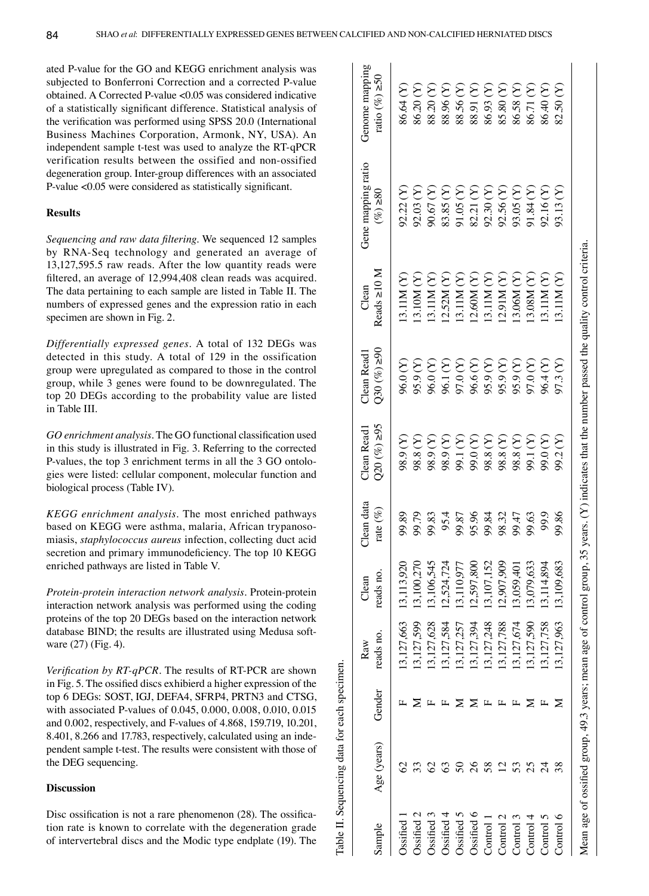ated P-value for the GO and KEGG enrichment analysis was subjected to Bonferroni Correction and a corrected P-value obtained. A Corrected P-value <0.05 was considered indicative of a statistically significant difference. Statistical analysis of the verification was performed using SPSS 20.0 (International Business Machines Corporation, Armonk, NY, USA). An independent sample t-test was used to analyze the RT-qPCR verification results between the ossified and non-ossified degeneration group. Inter-group differences with an associated P-value <0.05 were considered as statistically significant.

## Results

*Sequencing and raw data filtering.* We sequenced 12 samples by RNA-Seq technology and generated an average of 13,127,595.5 raw reads. After the low quantity reads were filtered, an average of 12,994,408 clean reads was acquired. The data pertaining to each sample are listed in Table II. The numbers of expressed genes and the expression ratio in each specimen are shown in Fig. 2.

*Differentially expressed genes.* A total of 132 DEGs was detected in this study. A total of 129 in the ossification group were upregulated as compared to those in the control group, while 3 genes were found to be downregulated. The top 20 DEGs according to the probability value are listed in Table III.

*GO enrichment analysis.* The GO functional classification used in this study is illustrated in Fig. 3. Referring to the corrected P-values, the top 3 enrichment terms in all the 3 GO ontologies were listed: cellular component, molecular function and biological process (Table IV).

*KEGG enrichment analysis.* The most enriched pathways based on KEGG were asthma, malaria, African trypanosomiasis, *staphylococcus aureus* infection, collecting duct acid secretion and primary immunodeficiency. The top 10 KEGG enriched pathways are listed in Table V.

*Protein-protein interaction network analysis.* Protein-protein interaction network analysis was performed using the coding proteins of the top 20 DEGs based on the interaction network database BIND; the results are illustrated using Medusa software (27) (Fig. 4).

*Verification by RT-qPCR.* The results of RT-PCR are shown in Fig. 5. The ossified discs exhibierd a higher expression of the top 6 DEGs: SOST, IGJ, DEFA4, SFRP4, PRTN3 and CTSG, with associated P-values of 0.045, 0.000, 0.008, 0.010, 0.015 and 0.002, respectively, and F-values of 4.868, 159.719, 10.201, 8.401, 8.266 and 17.783, respectively, calculated using an independent sample t-test. The results were consistent with those of the DEG sequencing.

## Discussion

Disc ossification is not a rare phenomenon (28). The ossification rate is known to correlate with the degeneration grade of intervertebral discs and the Modic type endplate (19). The

Table II. Sequencing data for each specimen.

| Sample | Age (years) | Gender | Raw reads no. | Clean reads no. | Clean data rate (%) | Clean Read1 Q20 (%) ≥95 | Clean Read1 Q30 (%) ≥90 | Clean Reads ≥10 M | Gene mapping ratio (%) ≥80 | Genome mapping ratio (%) ≥50 |
|---|---|---|---|---|---|---|---|---|---|---|
| Ossified 1 | 62 | F | 13,127,663 | 13,113,920 | 99.89 | 98.9 (Y) | 96.0 (Y) | 13.11M (Y) | 92.22 (Y) | 86.64 (Y) |
| Ossified 2 | 33 | M | 13,127,599 | 13,100,270 | 99.79 | 98.8 (Y) | 95.9 (Y) | 13.10M (Y) | 92.03 (Y) | 86.20 (Y) |
| Ossified 3 | 62 | F | 13,127,628 | 13,106,545 | 99.83 | 98.9 (Y) | 96.0 (Y) | 13.11M (Y) | 90.67 (Y) | 88.20 (Y) |
| Ossified 4 | 63 | F | 13,127,584 | 12,524,724 | 95.4 | 98.9 (Y) | 96.1 (Y) | 12.52M (Y) | 83.85 (Y) | 88.96 (Y) |
| Ossified 5 | 50 | M | 13,127,257 | 13,110,977 | 99.87 | 99.1 (Y) | 97.0 (Y) | 13.11M (Y) | 91.05 (Y) | 88.56 (Y) |
| Ossified 6 | 26 | M | 13,127,394 | 12,597,800 | 95.96 | 99.0 (Y) | 96.6 (Y) | 12.60M (Y) | 82.21 (Y) | 88.91 (Y) |
| Control 1 | 58 | F | 13,127,248 | 13,107,152 | 99.84 | 98.8 (Y) | 95.9 (Y) | 13.11M (Y) | 92.30 (Y) | 86.93 (Y) |
| Control 2 | 12 | F | 13,127,788 | 12,907,909 | 98.32 | 98.8 (Y) | 95.9 (Y) | 12.91M (Y) | 92.56 (Y) | 85.80 (Y) |
| Control 3 | 53 | F | 13,127,674 | 13,059,401 | 99.47 | 98.8 (Y) | 95.9 (Y) | 13.06M (Y) | 93.05 (Y) | 86.58 (Y) |
| Control 4 | 25 | M | 13,127,590 | 13,079,633 | 99.63 | 99.1 (Y) | 97.0 (Y) | 13.08M (Y) | 91.84 (Y) | 86.71 (Y) |
| Control 5 | 24 | F | 13,127,758 | 13,114,894 | 99.9 | 99.0 (Y) | 96.4 (Y) | 13.11M (Y) | 92.16 (Y) | 86.40 (Y) |
| Control 6 | 38 | M | 13,127,963 | 13,109,683 | 99.86 | 99.2 (Y) | 97.3 (Y) | 13.11M (Y) | 93.13 (Y) | 82.50 (Y) |

Mean age of ossified group, 49.3 years; mean age of control group, 35 years. (Y) indicates that the number passed the quality control criteria.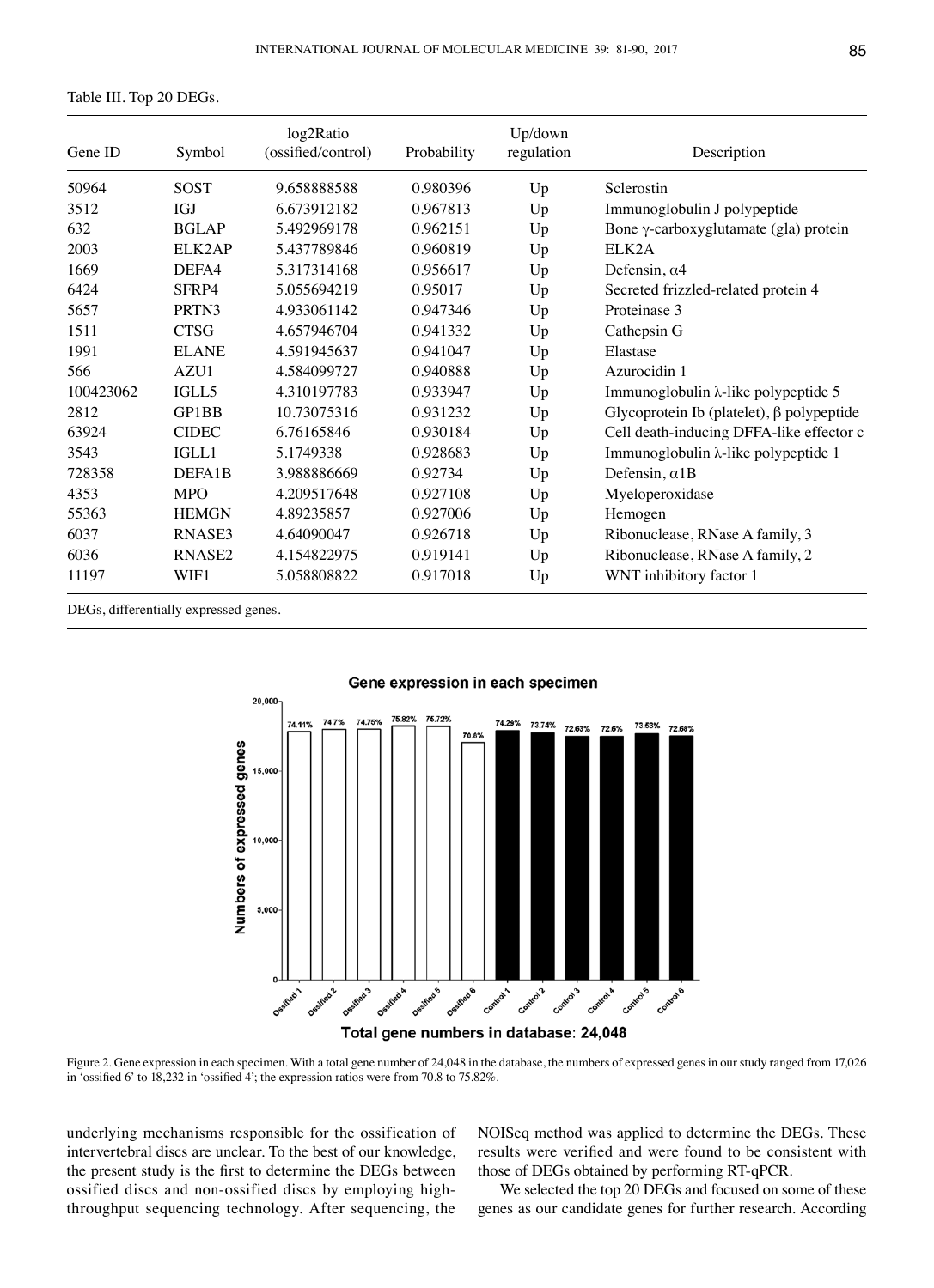Table III. Top 20 DEGs.

| Gene ID | Symbol | log2Ratio (ossified/control) | Probability | Up/down regulation | Description |
|---|---|---|---|---|---|
| 50964 | SOST | 9.658888588 | 0.980396 | Up | Sclerostin |
| 3512 | IGJ | 6.673912182 | 0.967813 | Up | Immunoglobulin J polypeptide |
| 632 | BGLAP | 5.492969178 | 0.962151 | Up | Bone γ-carboxyglutamate (gla) protein |
| 2003 | ELK2AP | 5.437789846 | 0.960819 | Up | ELK2A |
| 1669 | DEFA4 | 5.317314168 | 0.956617 | Up | Defensin, α4 |
| 6424 | SFRP4 | 5.055694219 | 0.95017 | Up | Secreted frizzled-related protein 4 |
| 5657 | PRTN3 | 4.933061142 | 0.947346 | Up | Proteinase 3 |
| 1511 | CTSG | 4.657946704 | 0.941332 | Up | Cathepsin G |
| 1991 | ELANE | 4.591945637 | 0.941047 | Up | Elastase |
| 566 | AZU1 | 4.584099727 | 0.940888 | Up | Azurocidin 1 |
| 100423062 | IGLL5 | 4.310197783 | 0.933947 | Up | Immunoglobulin λ-like polypeptide 5 |
| 2812 | GP1BB | 10.73075316 | 0.931232 | Up | Glycoprotein Ib (platelet), β polypeptide |
| 63924 | CIDEC | 6.76165846 | 0.930184 | Up | Cell death-inducing DFFA-like effector c |
| 3543 | IGLL1 | 5.1749338 | 0.928683 | Up | Immunoglobulin λ-like polypeptide 1 |
| 728358 | DEFA1B | 3.988886669 | 0.92734 | Up | Defensin, α1B |
| 4353 | MPO | 4.209517648 | 0.927108 | Up | Myeloperoxidase |
| 55363 | HEMGN | 4.89235857 | 0.927006 | Up | Hemogen |
| 6037 | RNASE3 | 4.64090047 | 0.926718 | Up | Ribonuclease, RNase A family, 3 |
| 6036 | RNASE2 | 4.154822975 | 0.919141 | Up | Ribonuclease, RNase A family, 2 |
| 11197 | WIF1 | 5.058808822 | 0.917018 | Up | WNT inhibitory factor 1 |

DEGs, differentially expressed genes.

Figure 2. Gene expression in each specimen. With a total gene number of 24,048 in the database, the numbers of expressed genes in our study ranged from 17,026 in 'ossified 6' to 18,232 in 'ossified 4'; the expression ratios were from 70.8 to 75.82%.

underlying mechanisms responsible for the ossification of intervertebral discs are unclear. To the best of our knowledge, the present study is the first to determine the DEGs between ossified discs and non-ossified discs by employing high-throughput sequencing technology. After sequencing, the NOISeq method was applied to determine the DEGs. These results were verified and were found to be consistent with those of DEGs obtained by performing RT-qPCR.

We selected the top 20 DEGs and focused on some of these genes as our candidate genes for further research. According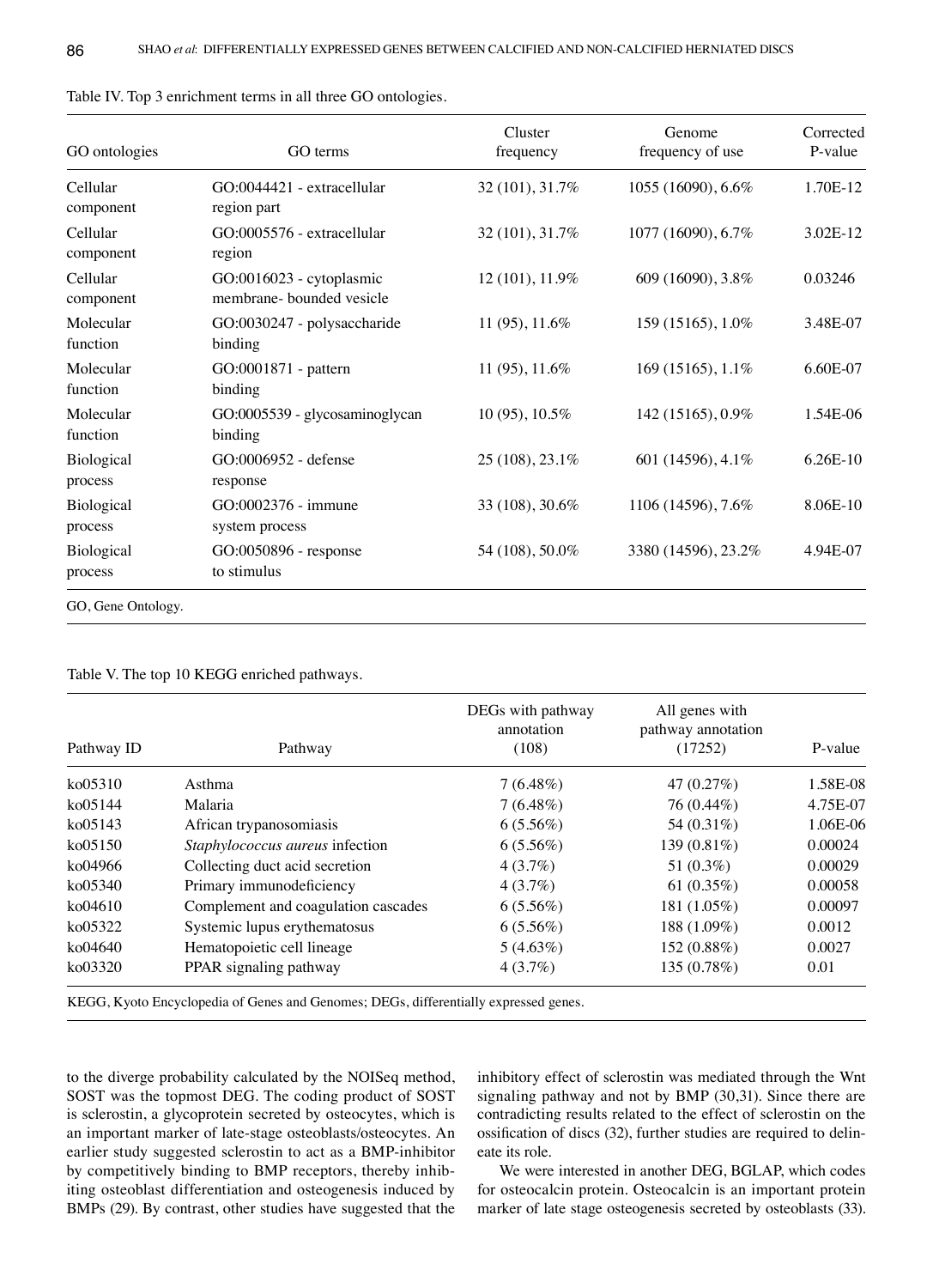Table IV. Top 3 enrichment terms in all three GO ontologies.

| GO ontologies | GO terms | Cluster frequency | Genome frequency of use | Corrected P-value |
|---|---|---|---|---|
| Cellular component | GO:0044421 - extracellular region part | 32 (101), 31.7% | 1055 (16090), 6.6% | 1.70E-12 |
| Cellular component | GO:0005576 - extracellular region | 32 (101), 31.7% | 1077 (16090), 6.7% | 3.02E-12 |
| Cellular component | GO:0016023 - cytoplasmic membrane- bounded vesicle | 12 (101), 11.9% | 609 (16090), 3.8% | 0.03246 |
| Molecular function | GO:0030247 - polysaccharide binding | 11 (95), 11.6% | 159 (15165), 1.0% | 3.48E-07 |
| Molecular function | GO:0001871 - pattern binding | 11 (95), 11.6% | 169 (15165), 1.1% | 6.60E-07 |
| Molecular function | GO:0005539 - glycosaminoglycan binding | 10 (95), 10.5% | 142 (15165), 0.9% | 1.54E-06 |
| Biological process | GO:0006952 - defense response | 25 (108), 23.1% | 601 (14596), 4.1% | 6.26E-10 |
| Biological process | GO:0002376 - immune system process | 33 (108), 30.6% | 1106 (14596), 7.6% | 8.06E-10 |
| Biological process | GO:0050896 - response to stimulus | 54 (108), 50.0% | 3380 (14596), 23.2% | 4.94E-07 |

GO, Gene Ontology.

Table V. The top 10 KEGG enriched pathways.

| Pathway ID | Pathway | DEGs with pathway annotation (108) | All genes with pathway annotation (17252) | P-value |
|---|---|---|---|---|
| ko05310 | Asthma | 7 (6.48%) | 47 (0.27%) | 1.58E-08 |
| ko05144 | Malaria | 7 (6.48%) | 76 (0.44%) | 4.75E-07 |
| ko05143 | African trypanosomiasis | 6 (5.56%) | 54 (0.31%) | 1.06E-06 |
| ko05150 | *Staphylococcus aureus* infection | 6 (5.56%) | 139 (0.81%) | 0.00024 |
| ko04966 | Collecting duct acid secretion | 4 (3.7%) | 51 (0.3%) | 0.00029 |
| ko05340 | Primary immunodeficiency | 4 (3.7%) | 61 (0.35%) | 0.00058 |
| ko04610 | Complement and coagulation cascades | 6 (5.56%) | 181 (1.05%) | 0.00097 |
| ko05322 | Systemic lupus erythematosus | 6 (5.56%) | 188 (1.09%) | 0.0012 |
| ko04640 | Hematopoietic cell lineage | 5 (4.63%) | 152 (0.88%) | 0.0027 |
| ko03320 | PPAR signaling pathway | 4 (3.7%) | 135 (0.78%) | 0.01 |

KEGG, Kyoto Encyclopedia of Genes and Genomes; DEGs, differentially expressed genes.

to the diverge probability calculated by the NOISeq method, SOST was the topmost DEG. The coding product of SOST is sclerostin, a glycoprotein secreted by osteocytes, which is an important marker of late-stage osteoblasts/osteocytes. An earlier study suggested sclerostin to act as a BMP-inhibitor by competitively binding to BMP receptors, thereby inhibiting osteoblast differentiation and osteogenesis induced by BMPs (29). By contrast, other studies have suggested that the inhibitory effect of sclerostin was mediated through the Wnt signaling pathway and not by BMP (30,31). Since there are contradicting results related to the effect of sclerostin on the ossification of discs (32), further studies are required to delineate its role.

We were interested in another DEG, BGLAP, which codes for osteocalcin protein. Osteocalcin is an important protein marker of late stage osteogenesis secreted by osteoblasts (33).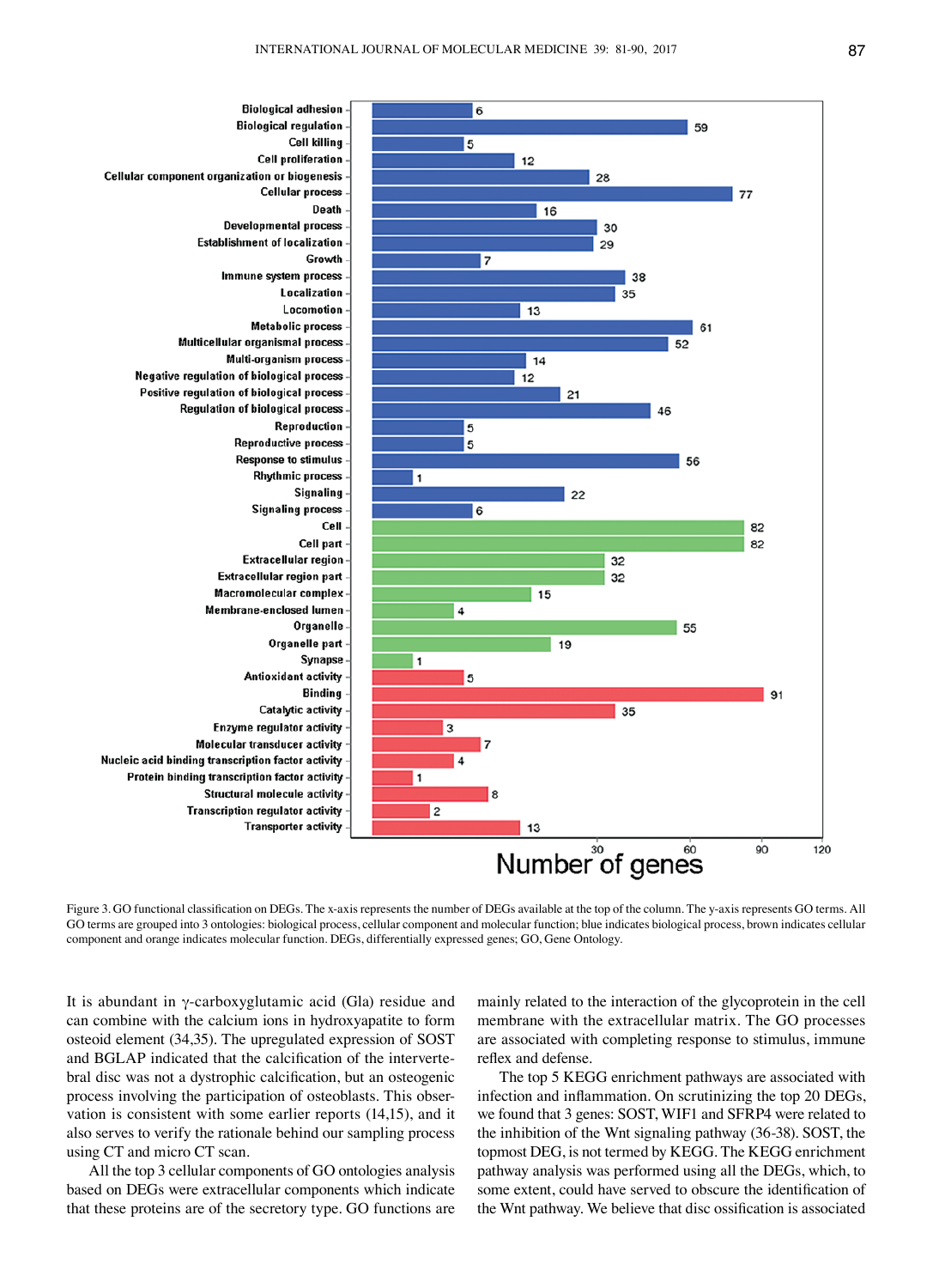Figure 3. GO functional classification on DEGs. The x-axis represents the number of DEGs available at the top of the column. The y-axis represents GO terms. All GO terms are grouped into 3 ontologies: biological process, cellular component and molecular function; blue indicates biological process, brown indicates cellular component and orange indicates molecular function. DEGs, differentially expressed genes; GO, Gene Ontology.

It is abundant in γ-carboxyglutamic acid (Gla) residue and can combine with the calcium ions in hydroxyapatite to form osteoid element (34,35). The upregulated expression of SOST and BGLAP indicated that the calcification of the intervertebral disc was not a dystrophic calcification, but an osteogenic process involving the participation of osteoblasts. This observation is consistent with some earlier reports (14,15), and it also serves to verify the rationale behind our sampling process using CT and micro CT scan.

All the top 3 cellular components of GO ontologies analysis based on DEGs were extracellular components which indicate that these proteins are of the secretory type. GO functions are mainly related to the interaction of the glycoprotein in the cell membrane with the extracellular matrix. The GO processes are associated with completing response to stimulus, immune reflex and defense.

The top 5 KEGG enrichment pathways are associated with infection and inflammation. On scrutinizing the top 20 DEGs, we found that 3 genes: SOST, WIF1 and SFRP4 were related to the inhibition of the Wnt signaling pathway (36-38). SOST, the topmost DEG, is not termed by KEGG. The KEGG enrichment pathway analysis was performed using all the DEGs, which, to some extent, could have served to obscure the identification of the Wnt pathway. We believe that disc ossification is associated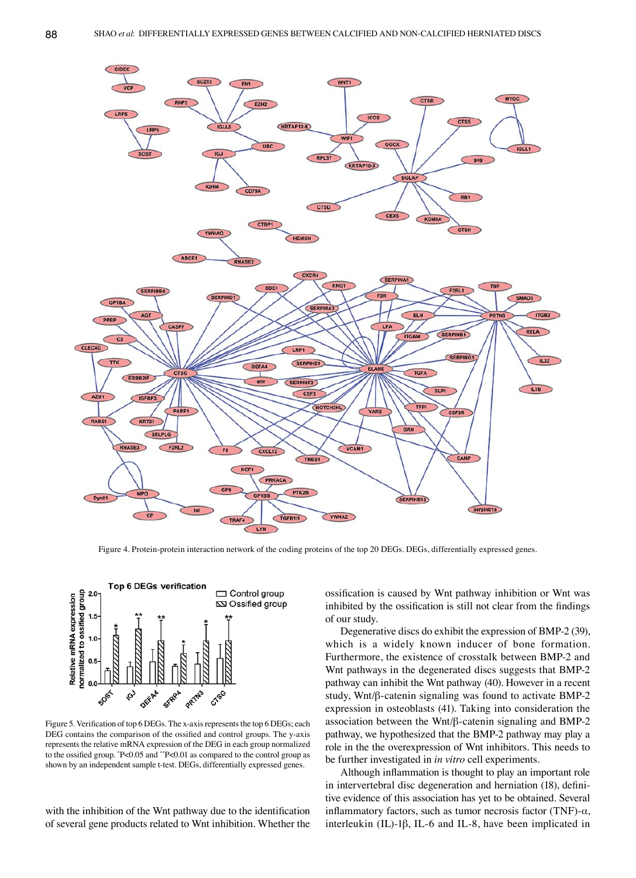Figure 4. Protein-protein interaction network of the coding proteins of the top 20 DEGs. DEGs, differentially expressed genes.

Figure 5. Verification of top 6 DEGs. The x-axis represents the top 6 DEGs; each DEG contains the comparison of the ossified and control groups. The y-axis represents the relative mRNA expression of the DEG in each group normalized to the ossified group. *P<0.05 and **P<0.01 as compared to the control group as shown by an independent sample t-test. DEGs, differentially expressed genes.

with the inhibition of the Wnt pathway due to the identification of several gene products related to Wnt inhibition. Whether the ossification is caused by Wnt pathway inhibition or Wnt was inhibited by the ossification is still not clear from the findings of our study.

Degenerative discs do exhibit the expression of BMP-2 (39), which is a widely known inducer of bone formation. Furthermore, the existence of crosstalk between BMP-2 and Wnt pathways in the degenerated discs suggests that BMP-2 pathway can inhibit the Wnt pathway (40). However in a recent study, Wnt/β-catenin signaling was found to activate BMP-2 expression in osteoblasts (41). Taking into consideration the association between the Wnt/β-catenin signaling and BMP-2 pathway, we hypothesized that the BMP-2 pathway may play a role in the the overexpression of Wnt inhibitors. This needs to be further investigated in *in vitro* cell experiments.

Although inflammation is thought to play an important role in intervertebral disc degeneration and herniation (18), definitive evidence of this association has yet to be obtained. Several inflammatory factors, such as tumor necrosis factor (TNF)-α, interleukin (IL)-1β, IL-6 and IL-8, have been implicated in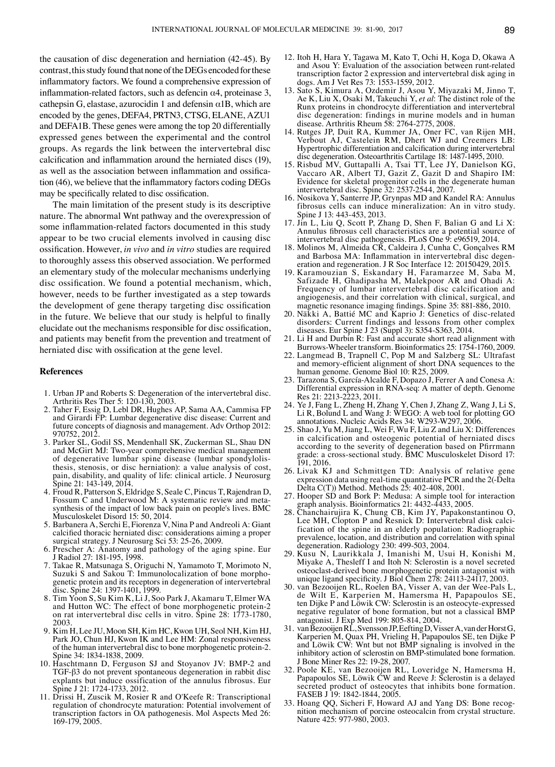the causation of disc degeneration and herniation (42-45). By contrast, this study found that none of the DEGs encoded for these inflammatory factors. We found a comprehensive expression of inflammation-related factors, such as defencin α4, proteinase 3, cathepsin G, elastase, azurocidin 1 and defensin α1B, which are encoded by the genes, DEFA4, PRTN3, CTSG, ELANE, AZU1 and DEFA1B. These genes were among the top 20 differentially expressed genes between the experimental and the control groups. As regards the link between the intervertebral disc calcification and inflammation around the herniated discs (19), as well as the association between inflammation and ossification (46), we believe that the inflammatory factors coding DEGs may be specifically related to disc ossification.

The main limitation of the present study is its descriptive nature. The abnormal Wnt pathway and the overexpression of some inflammation-related factors documented in this study appear to be two crucial elements involved in causing disc ossification. However, *in vivo* and *in vitro* studies are required to thoroughly assess this observed association. We performed an elementary study of the molecular mechanisms underlying disc ossification. We found a potential mechanism, which, however, needs to be further investigated as a step towards the development of gene therapy targeting disc ossification in the future. We believe that our study is helpful to finally elucidate out the mechanisms responsible for disc ossification, and patients may benefit from the prevention and treatment of herniated disc with ossification at the gene level.

## References

1. Urban JP and Roberts S: Degeneration of the intervertebral disc. Arthritis Res Ther 5: 120-130, 2003.
2. Taher F, Essig D, Lebl DR, Hughes AP, Sama AA, Cammisa FP and Girardi FP: Lumbar degenerative disc disease: Current and future concepts of diagnosis and management. Adv Orthop 2012: 970752, 2012.
3. Parker SL, Godil SS, Mendenhall SK, Zuckerman SL, Shau DN and McGirt MJ: Two-year comprehensive medical management of degenerative lumbar spine disease (lumbar spondylolisthesis, stenosis, or disc herniation): a value analysis of cost, pain, disability, and quality of life: clinical article. J Neurosurg Spine 21: 143-149, 2014.
4. Froud R, Patterson S, Eldridge S, Seale C, Pincus T, Rajendran D, Fossum C and Underwood M: A systematic review and metasynthesis of the impact of low back pain on people's lives. BMC Musculoskelet Disord 15: 50, 2014.
5. Barbanera A, Serchi E, Fiorenza V, Nina P and Andreoli A: Giant calcified thoracic herniated disc: considerations aiming a proper surgical strategy. J Neurosurg Sci 53: 25-26, 2009.
6. Prescher A: Anatomy and pathology of the aging spine. Eur J Radiol 27: 181-195, 1998.
7. Takae R, Matsunaga S, Origuchi N, Yamamoto T, Morimoto N, Suzuki S and Sakou T: Immunolocalization of bone morphogenetic protein and its receptors in degeneration of intervertebral disc. Spine 24: 1397-1401, 1999.
8. Tim Yoon S, Su Kim K, Li J, Soo Park J, Akamaru T, Elmer WA and Hutton WC: The effect of bone morphogenetic protein-2 on rat intervertebral disc cells in vitro. Spine 28: 1773-1780, 2003.
9. Kim H, Lee JU, Moon SH, Kim HC, Kwon UH, Seol NH, Kim HJ, Park JO, Chun HJ, Kwon IK and Lee HM: Zonal responsiveness of the human intervertebral disc to bone morphogenetic protein-2. Spine 34: 1834-1838, 2009.
10. Haschtmann D, Ferguson SJ and Stoyanov JV: BMP-2 and TGF-β3 do not prevent spontaneous degeneration in rabbit disc explants but induce ossification of the annulus fibrosus. Eur Spine J 21: 1724-1733, 2012.
11. Drissi H, Zuscik M, Rosier R and O'Keefe R: Transcriptional regulation of chondrocyte maturation: Potential involvement of transcription factors in OA pathogenesis. Mol Aspects Med 26: 169-179, 2005.
12. Itoh H, Hara Y, Tagawa M, Kato T, Ochi H, Koga D, Okawa A and Asou Y: Evaluation of the association between runt-related transcription factor 2 expression and intervertebral disk aging in dogs. Am J Vet Res 73: 1553-1559, 2012.
13. Sato S, Kimura A, Ozdemir J, Asou Y, Miyazaki M, Jinno T, Ae K, Liu X, Osaki M, Takeuchi Y, *et al*: The distinct role of the Runx proteins in chondrocyte differentiation and intervertebral disc degeneration: findings in murine models and in human disease. Arthritis Rheum 58: 2764-2775, 2008.
14. Rutges JP, Duit RA, Kummer JA, Oner FC, van Rijen MH, Verbout AJ, Castelein RM, Dhert WJ and Creemers LB: Hypertrophic differentiation and calcification during intervertebral disc degeneration. Osteoarthritis Cartilage 18: 1487-1495, 2010.
15. Risbud MV, Guttapalli A, Tsai TT, Lee JY, Danielson KG, Vaccaro AR, Albert TJ, Gazit Z, Gazit D and Shapiro IM: Evidence for skeletal progenitor cells in the degenerate human intervertebral disc. Spine 32: 2537-2544, 2007.
16. Nosikova Y, Santerre JP, Grynpas MD and Kandel RA: Annulus fibrosus cells can induce mineralization: An in vitro study. Spine J 13: 443-453, 2013.
17. Jin L, Liu Q, Scott P, Zhang D, Shen F, Balian G and Li X: Annulus fibrosus cell characteristics are a potential source of intervertebral disc pathogenesis. PLoS One 9: e96519, 2014.
18. Molinos M, Almeida CR, Caldeira J, Cunha C, Gonçalves RM and Barbosa MA: Inflammation in intervertebral disc degeneration and regeneration. J R Soc Interface 12: 20150429, 2015.
19. Karamouzian S, Eskandary H, Faramarzee M, Saba M, Safizade H, Ghadipasha M, Malekpoor AR and Ohadi A: Frequency of lumbar intervertebral disc calcification and angiogenesis, and their correlation with clinical, surgical, and magnetic resonance imaging findings. Spine 35: 881-886, 2010.
20. Näkki A, Battié MC and Kaprio J: Genetics of disc-related disorders: Current findings and lessons from other complex diseases. Eur Spine J 23 (Suppl 3): S354-S363, 2014.
21. Li H and Durbin R: Fast and accurate short read alignment with Burrows-Wheeler transform. Bioinformatics 25: 1754-1760, 2009.
22. Langmead B, Trapnell C, Pop M and Salzberg SL: Ultrafast and memory-efficient alignment of short DNA sequences to the human genome. Genome Biol 10: R25, 2009.
23. Tarazona S, García-Alcalde F, Dopazo J, Ferrer A and Conesa A: Differential expression in RNA-seq: A matter of depth. Genome Res 21: 2213-2223, 2011.
24. Ye J, Fang L, Zheng H, Zhang Y, Chen J, Zhang Z, Wang J, Li S, Li R, Bolund L and Wang J: WEGO: A web tool for plotting GO annotations. Nucleic Acids Res 34: W293-W297, 2006.
25. Shao J, Yu M, Jiang L, Wei F, Wu F, Liu Z and Liu X: Differences in calcification and osteogenic potential of herniated discs according to the severity of degeneration based on Pfirrmann grade: a cross-sectional study. BMC Musculoskelet Disord 17: 191, 2016.
26. Livak KJ and Schmittgen TD: Analysis of relative gene expression data using real-time quantitative PCR and the 2(-Delta Delta C(T)) Method. Methods 25: 402-408, 2001.
27. Hooper SD and Bork P: Medusa: A simple tool for interaction graph analysis. Bioinformatics 21: 4432-4433, 2005.
28. Chanchairujira K, Chung CB, Kim JY, Papakonstantinou O, Lee MH, Clopton P and Resnick D: Intervertebral disk calcification of the spine in an elderly population: Radiographic prevalence, location, and distribution and correlation with spinal degeneration. Radiology 230: 499-503, 2004.
29. Kusu N, Laurikkala J, Imanishi M, Usui H, Konishi M, Miyake A, Thesleff I and Itoh N: Sclerostin is a novel secreted osteoclast-derived bone morphogenetic protein antagonist with unique ligand specificity. J Biol Chem 278: 24113-24117, 2003.
30. van Bezooijen RL, Roelen BA, Visser A, van der Wee-Pals L, de Wilt E, Karperien M, Hamersma H, Papapoulos SE, ten Dijke P and Löwik CW: Sclerostin is an osteocyte-expressed negative regulator of bone formation, but not a classical BMP antagonist. J Exp Med 199: 805-814, 2004.
31. van Bezooijen RL, Svensson JP, Eefting D, Visser A, van der Horst G, Karperien M, Quax PH, Vrieling H, Papapoulos SE, ten Dijke P and Löwik CW: Wnt but not BMP signaling is involved in the inhibitory action of sclerostin on BMP-stimulated bone formation. J Bone Miner Res 22: 19-28, 2007.
32. Poole KE, van Bezooijen RL, Loveridge N, Hamersma H, Papapoulos SE, Löwik CW and Reeve J: Sclerostin is a delayed secreted product of osteocytes that inhibits bone formation. FASEB J 19: 1842-1844, 2005.
33. Hoang QQ, Sicheri F, Howard AJ and Yang DS: Bone recognition mechanism of porcine osteocalcin from crystal structure. Nature 425: 977-980, 2003.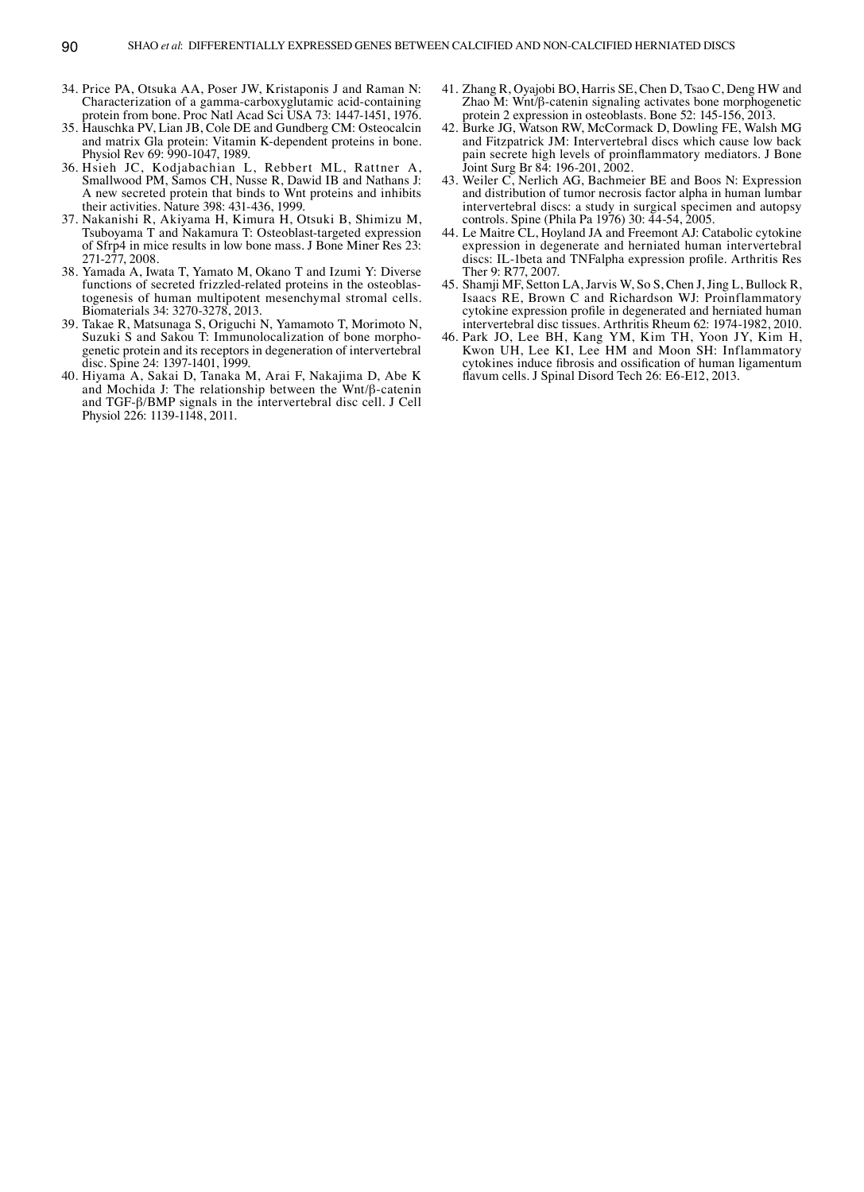34. Price PA, Otsuka AA, Poser JW, Kristaponis J and Raman N: Characterization of a gamma-carboxyglutamic acid-containing protein from bone. Proc Natl Acad Sci USA 73: 1447-1451, 1976.
35. Hauschka PV, Lian JB, Cole DE and Gundberg CM: Osteocalcin and matrix Gla protein: Vitamin K-dependent proteins in bone. Physiol Rev 69: 990-1047, 1989.
36. Hsieh JC, Kodjabachian L, Rebbert ML, Rattner A, Smallwood PM, Samos CH, Nusse R, Dawid IB and Nathans J: A new secreted protein that binds to Wnt proteins and inhibits their activities. Nature 398: 431-436, 1999.
37. Nakanishi R, Akiyama H, Kimura H, Otsuki B, Shimizu M, Tsuboyama T and Nakamura T: Osteoblast-targeted expression of Sfrp4 in mice results in low bone mass. J Bone Miner Res 23: 271-277, 2008.
38. Yamada A, Iwata T, Yamato M, Okano T and Izumi Y: Diverse functions of secreted frizzled-related proteins in the osteoblastogenesis of human multipotent mesenchymal stromal cells. Biomaterials 34: 3270-3278, 2013.
39. Takae R, Matsunaga S, Origuchi N, Yamamoto T, Morimoto N, Suzuki S and Sakou T: Immunolocalization of bone morphogenetic protein and its receptors in degeneration of intervertebral disc. Spine 24: 1397-1401, 1999.
40. Hiyama A, Sakai D, Tanaka M, Arai F, Nakajima D, Abe K and Mochida J: The relationship between the Wnt/β-catenin and TGF-β/BMP signals in the intervertebral disc cell. J Cell Physiol 226: 1139-1148, 2011.
41. Zhang R, Oyajobi BO, Harris SE, Chen D, Tsao C, Deng HW and Zhao M: Wnt/β-catenin signaling activates bone morphogenetic protein 2 expression in osteoblasts. Bone 52: 145-156, 2013.
42. Burke JG, Watson RW, McCormack D, Dowling FE, Walsh MG and Fitzpatrick JM: Intervertebral discs which cause low back pain secrete high levels of proinflammatory mediators. J Bone Joint Surg Br 84: 196-201, 2002.
43. Weiler C, Nerlich AG, Bachmeier BE and Boos N: Expression and distribution of tumor necrosis factor alpha in human lumbar intervertebral discs: a study in surgical specimen and autopsy controls. Spine (Phila Pa 1976) 30: 44-54, 2005.
44. Le Maitre CL, Hoyland JA and Freemont AJ: Catabolic cytokine expression in degenerate and herniated human intervertebral discs: IL-1beta and TNFalpha expression profile. Arthritis Res Ther 9: R77, 2007.
45. Shamji MF, Setton LA, Jarvis W, So S, Chen J, Jing L, Bullock R, Isaacs RE, Brown C and Richardson WJ: Proinflammatory cytokine expression profile in degenerated and herniated human intervertebral disc tissues. Arthritis Rheum 62: 1974-1982, 2010.
46. Park JO, Lee BH, Kang YM, Kim TH, Yoon JY, Kim H, Kwon UH, Lee KI, Lee HM and Moon SH: Inflammatory cytokines induce fibrosis and ossification of human ligamentum flavum cells. J Spinal Disord Tech 26: E6-E12, 2013.